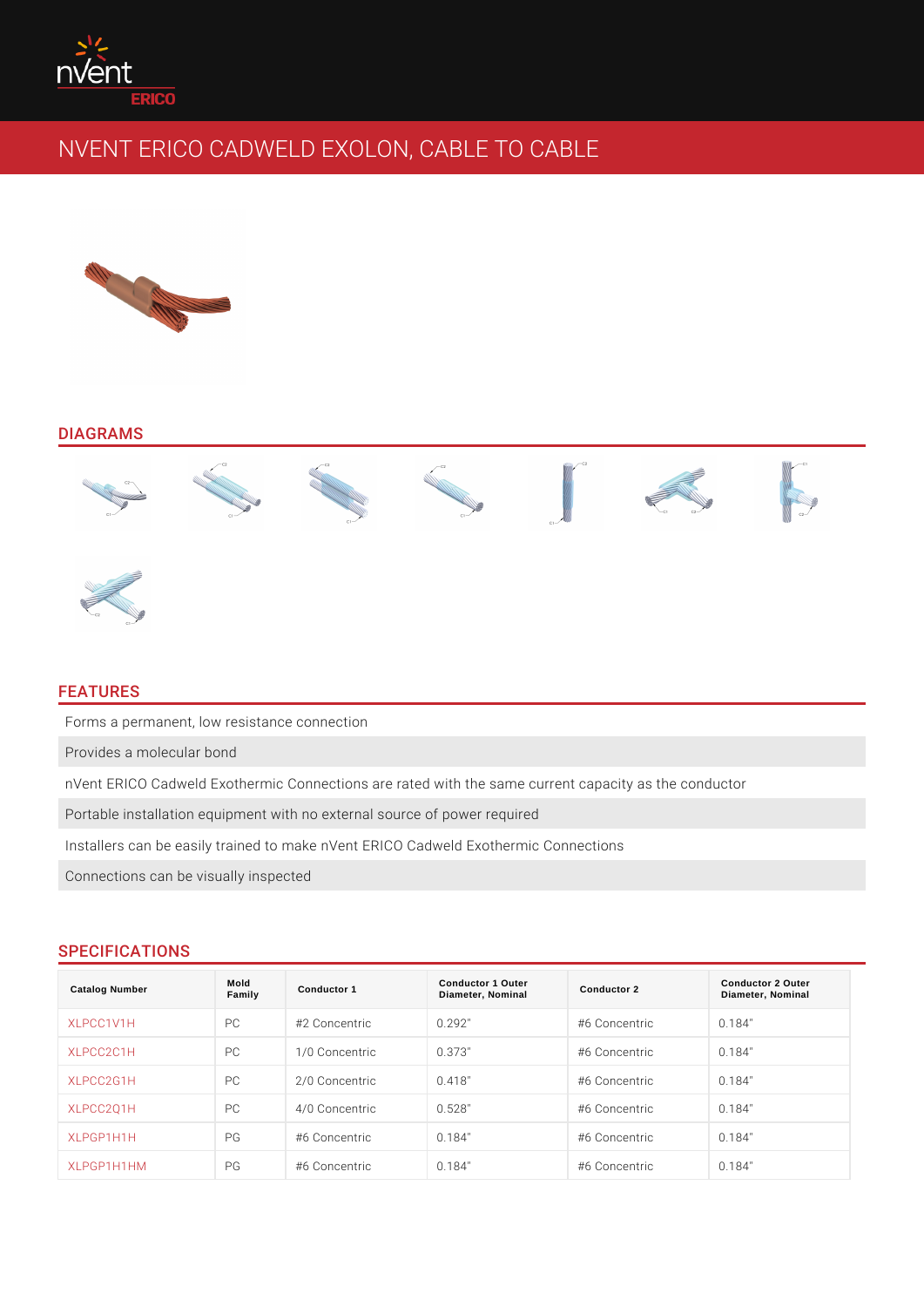# NVENT ERICO CADWELD EXOLON, CABLE TO CABLE

## DIAGRAMS

## FEATURES

Forms a permanent, low resistance connection

Provides a molecular bond

nVent ERICO Cadweld Exothermic Connections are rated with the same current capacity as the conductor

Portable installation equipment with no external source of power required

Installers can be easily trained to make nVent ERICO Cadweld Exothermic Connections

Connections can be visually inspected

## SPECIFICATIONS

| Catalog Number | Mold Family | Conductor 1 | Conductor 1 Outer Diameter, Nominal | Conductor 2 | Conductor 2 Outer Diameter, Nominal |
|---|---|---|---|---|---|
| XLPCC1V1H | PC | #2 Concentric | 0.292" | #6 Concentric | 0.184" |
| XLPCC2C1H | PC | 1/0 Concentric | 0.373" | #6 Concentric | 0.184" |
| XLPCC2G1H | PC | 2/0 Concentric | 0.418" | #6 Concentric | 0.184" |
| XLPCC2Q1H | PC | 4/0 Concentric | 0.528" | #6 Concentric | 0.184" |
| XLPGP1H1H | PG | #6 Concentric | 0.184" | #6 Concentric | 0.184" |
| XLPGP1H1HM | PG | #6 Concentric | 0.184" | #6 Concentric | 0.184" |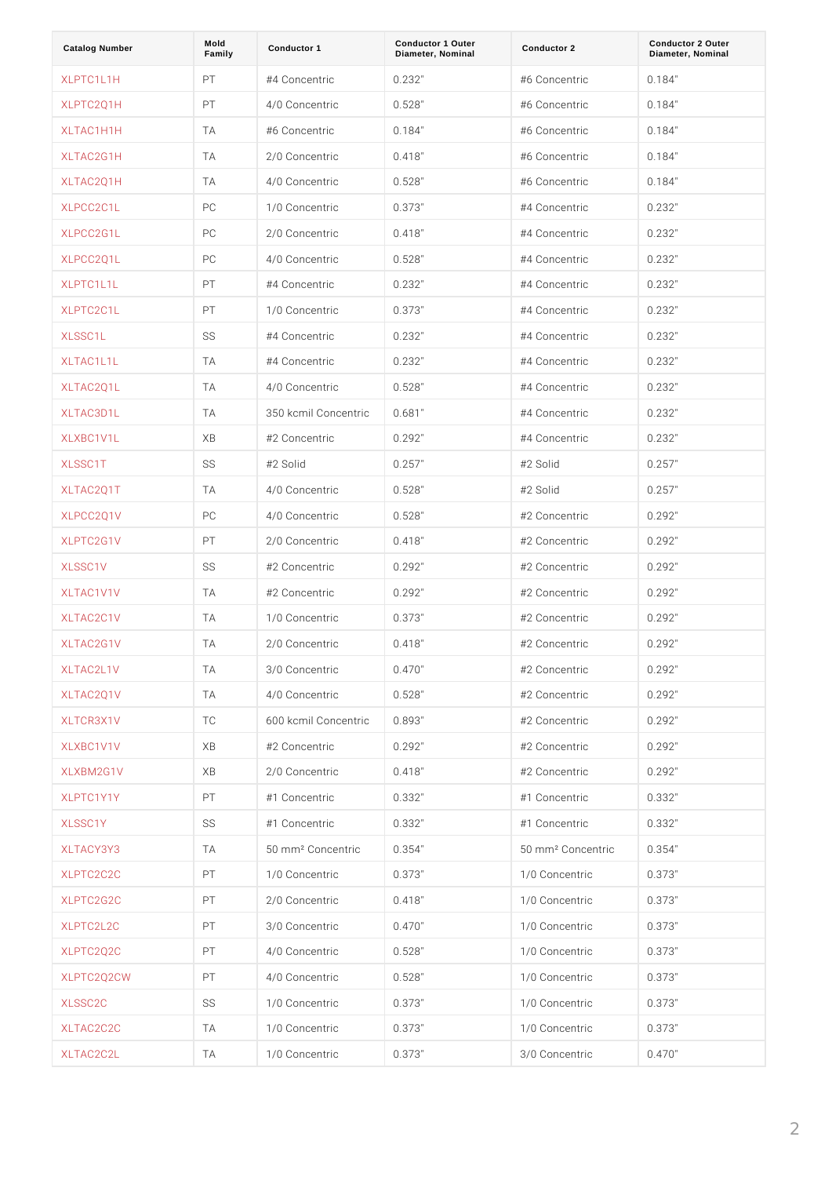| Catalog Number | Mold Family | Conductor 1 | Conductor 1 Outer Diameter, Nominal | Conductor 2 | Conductor 2 Outer Diameter, Nominal |
|---|---|---|---|---|---|
| XLPTC1L1H | PT | #4 Concentric | 0.232" | #6 Concentric | 0.184" |
| XLPTC2Q1H | PT | 4/0 Concentric | 0.528" | #6 Concentric | 0.184" |
| XLTAC1H1H | TA | #6 Concentric | 0.184" | #6 Concentric | 0.184" |
| XLTAC2G1H | TA | 2/0 Concentric | 0.418" | #6 Concentric | 0.184" |
| XLTAC2Q1H | TA | 4/0 Concentric | 0.528" | #6 Concentric | 0.184" |
| XLPCC2C1L | PC | 1/0 Concentric | 0.373" | #4 Concentric | 0.232" |
| XLPCC2G1L | PC | 2/0 Concentric | 0.418" | #4 Concentric | 0.232" |
| XLPCC2Q1L | PC | 4/0 Concentric | 0.528" | #4 Concentric | 0.232" |
| XLPTC1L1L | PT | #4 Concentric | 0.232" | #4 Concentric | 0.232" |
| XLPTC2C1L | PT | 1/0 Concentric | 0.373" | #4 Concentric | 0.232" |
| XLSSC1L | SS | #4 Concentric | 0.232" | #4 Concentric | 0.232" |
| XLTAC1L1L | TA | #4 Concentric | 0.232" | #4 Concentric | 0.232" |
| XLTAC2Q1L | TA | 4/0 Concentric | 0.528" | #4 Concentric | 0.232" |
| XLTAC3D1L | TA | 350 kcmil Concentric | 0.681" | #4 Concentric | 0.232" |
| XLXBC1V1L | XB | #2 Concentric | 0.292" | #4 Concentric | 0.232" |
| XLSSC1T | SS | #2 Solid | 0.257" | #2 Solid | 0.257" |
| XLTAC2Q1T | TA | 4/0 Concentric | 0.528" | #2 Solid | 0.257" |
| XLPCC2Q1V | PC | 4/0 Concentric | 0.528" | #2 Concentric | 0.292" |
| XLPTC2G1V | PT | 2/0 Concentric | 0.418" | #2 Concentric | 0.292" |
| XLSSC1V | SS | #2 Concentric | 0.292" | #2 Concentric | 0.292" |
| XLTAC1V1V | TA | #2 Concentric | 0.292" | #2 Concentric | 0.292" |
| XLTAC2C1V | TA | 1/0 Concentric | 0.373" | #2 Concentric | 0.292" |
| XLTAC2G1V | TA | 2/0 Concentric | 0.418" | #2 Concentric | 0.292" |
| XLTAC2L1V | TA | 3/0 Concentric | 0.470" | #2 Concentric | 0.292" |
| XLTAC2Q1V | TA | 4/0 Concentric | 0.528" | #2 Concentric | 0.292" |
| XLTCR3X1V | TC | 600 kcmil Concentric | 0.893" | #2 Concentric | 0.292" |
| XLXBC1V1V | XB | #2 Concentric | 0.292" | #2 Concentric | 0.292" |
| XLXBM2G1V | XB | 2/0 Concentric | 0.418" | #2 Concentric | 0.292" |
| XLPTC1Y1Y | PT | #1 Concentric | 0.332" | #1 Concentric | 0.332" |
| XLSSC1Y | SS | #1 Concentric | 0.332" | #1 Concentric | 0.332" |
| XLTACY3Y3 | TA | 50 mm² Concentric | 0.354" | 50 mm² Concentric | 0.354" |
| XLPTC2C2C | PT | 1/0 Concentric | 0.373" | 1/0 Concentric | 0.373" |
| XLPTC2G2C | PT | 2/0 Concentric | 0.418" | 1/0 Concentric | 0.373" |
| XLPTC2L2C | PT | 3/0 Concentric | 0.470" | 1/0 Concentric | 0.373" |
| XLPTC2Q2C | PT | 4/0 Concentric | 0.528" | 1/0 Concentric | 0.373" |
| XLPTC2Q2CW | PT | 4/0 Concentric | 0.528" | 1/0 Concentric | 0.373" |
| XLSSC2C | SS | 1/0 Concentric | 0.373" | 1/0 Concentric | 0.373" |
| XLTAC2C2C | TA | 1/0 Concentric | 0.373" | 1/0 Concentric | 0.373" |
| XLTAC2C2L | TA | 1/0 Concentric | 0.373" | 3/0 Concentric | 0.470" |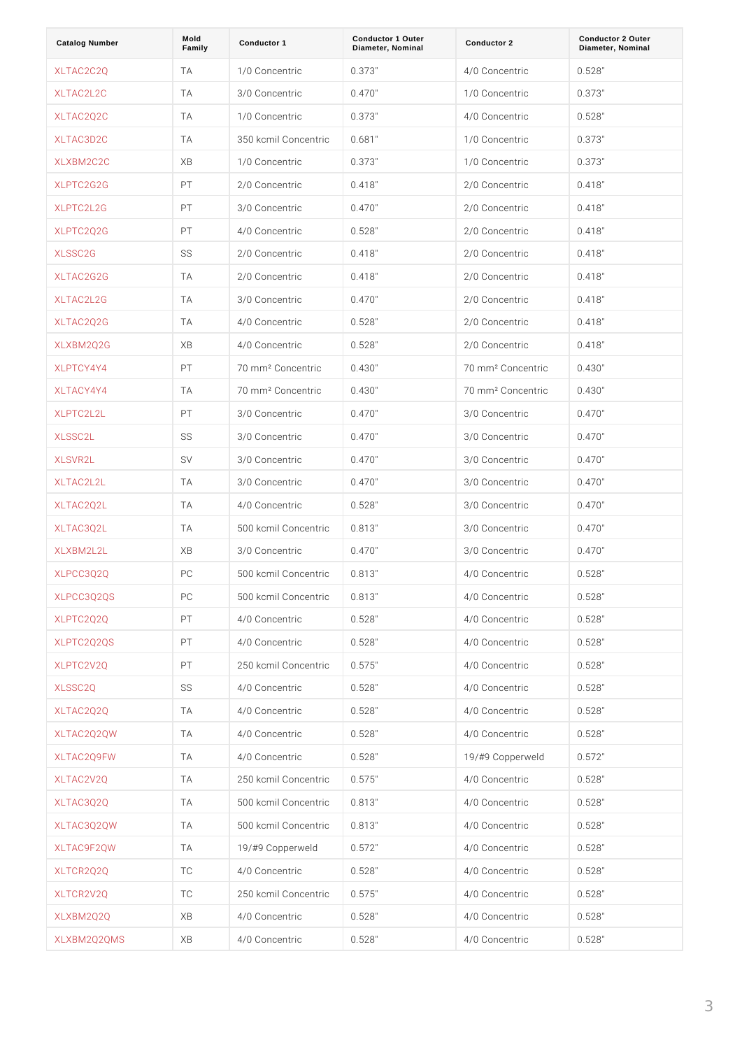| Catalog Number | Mold Family | Conductor 1 | Conductor 1 Outer Diameter, Nominal | Conductor 2 | Conductor 2 Outer Diameter, Nominal |
|---|---|---|---|---|---|
| XLTAC2C2Q | TA | 1/0 Concentric | 0.373" | 4/0 Concentric | 0.528" |
| XLTAC2L2C | TA | 3/0 Concentric | 0.470" | 1/0 Concentric | 0.373" |
| XLTAC2Q2C | TA | 1/0 Concentric | 0.373" | 4/0 Concentric | 0.528" |
| XLTAC3D2C | TA | 350 kcmil Concentric | 0.681" | 1/0 Concentric | 0.373" |
| XLXBM2C2C | XB | 1/0 Concentric | 0.373" | 1/0 Concentric | 0.373" |
| XLPTC2G2G | PT | 2/0 Concentric | 0.418" | 2/0 Concentric | 0.418" |
| XLPTC2L2G | PT | 3/0 Concentric | 0.470" | 2/0 Concentric | 0.418" |
| XLPTC2Q2G | PT | 4/0 Concentric | 0.528" | 2/0 Concentric | 0.418" |
| XLSSC2G | SS | 2/0 Concentric | 0.418" | 2/0 Concentric | 0.418" |
| XLTAC2G2G | TA | 2/0 Concentric | 0.418" | 2/0 Concentric | 0.418" |
| XLTAC2L2G | TA | 3/0 Concentric | 0.470" | 2/0 Concentric | 0.418" |
| XLTAC2Q2G | TA | 4/0 Concentric | 0.528" | 2/0 Concentric | 0.418" |
| XLXBM2Q2G | XB | 4/0 Concentric | 0.528" | 2/0 Concentric | 0.418" |
| XLPTCY4Y4 | PT | 70 mm² Concentric | 0.430" | 70 mm² Concentric | 0.430" |
| XLTACY4Y4 | TA | 70 mm² Concentric | 0.430" | 70 mm² Concentric | 0.430" |
| XLPTC2L2L | PT | 3/0 Concentric | 0.470" | 3/0 Concentric | 0.470" |
| XLSSC2L | SS | 3/0 Concentric | 0.470" | 3/0 Concentric | 0.470" |
| XLSVR2L | SV | 3/0 Concentric | 0.470" | 3/0 Concentric | 0.470" |
| XLTAC2L2L | TA | 3/0 Concentric | 0.470" | 3/0 Concentric | 0.470" |
| XLTAC2Q2L | TA | 4/0 Concentric | 0.528" | 3/0 Concentric | 0.470" |
| XLTAC3Q2L | TA | 500 kcmil Concentric | 0.813" | 3/0 Concentric | 0.470" |
| XLXBM2L2L | XB | 3/0 Concentric | 0.470" | 3/0 Concentric | 0.470" |
| XLPCC3Q2Q | PC | 500 kcmil Concentric | 0.813" | 4/0 Concentric | 0.528" |
| XLPCC3Q2QS | PC | 500 kcmil Concentric | 0.813" | 4/0 Concentric | 0.528" |
| XLPTC2Q2Q | PT | 4/0 Concentric | 0.528" | 4/0 Concentric | 0.528" |
| XLPTC2Q2QS | PT | 4/0 Concentric | 0.528" | 4/0 Concentric | 0.528" |
| XLPTC2V2Q | PT | 250 kcmil Concentric | 0.575" | 4/0 Concentric | 0.528" |
| XLSSC2Q | SS | 4/0 Concentric | 0.528" | 4/0 Concentric | 0.528" |
| XLTAC2Q2Q | TA | 4/0 Concentric | 0.528" | 4/0 Concentric | 0.528" |
| XLTAC2Q2QW | TA | 4/0 Concentric | 0.528" | 4/0 Concentric | 0.528" |
| XLTAC2Q9FW | TA | 4/0 Concentric | 0.528" | 19/#9 Copperweld | 0.572" |
| XLTAC2V2Q | TA | 250 kcmil Concentric | 0.575" | 4/0 Concentric | 0.528" |
| XLTAC3Q2Q | TA | 500 kcmil Concentric | 0.813" | 4/0 Concentric | 0.528" |
| XLTAC3Q2QW | TA | 500 kcmil Concentric | 0.813" | 4/0 Concentric | 0.528" |
| XLTAC9F2QW | TA | 19/#9 Copperweld | 0.572" | 4/0 Concentric | 0.528" |
| XLTCR2Q2Q | TC | 4/0 Concentric | 0.528" | 4/0 Concentric | 0.528" |
| XLTCR2V2Q | TC | 250 kcmil Concentric | 0.575" | 4/0 Concentric | 0.528" |
| XLXBM2Q2Q | XB | 4/0 Concentric | 0.528" | 4/0 Concentric | 0.528" |
| XLXBM2Q2QMS | XB | 4/0 Concentric | 0.528" | 4/0 Concentric | 0.528" |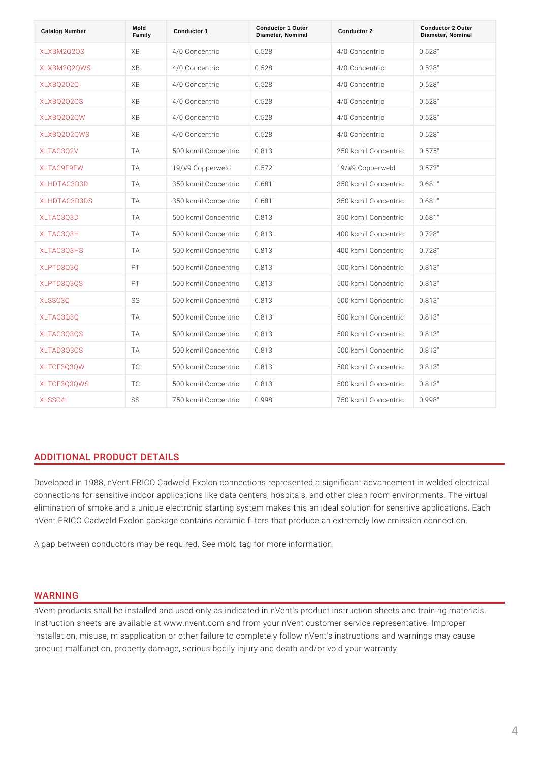| Catalog Number | Mold Family | Conductor 1 | Conductor 1 Outer Diameter, Nominal | Conductor 2 | Conductor 2 Outer Diameter, Nominal |
|---|---|---|---|---|---|
| XLXBM2Q2QS | XB | 4/0 Concentric | 0.528" | 4/0 Concentric | 0.528" |
| XLXBM2Q2QWS | XB | 4/0 Concentric | 0.528" | 4/0 Concentric | 0.528" |
| XLXBQ2Q2Q | XB | 4/0 Concentric | 0.528" | 4/0 Concentric | 0.528" |
| XLXBQ2Q2QS | XB | 4/0 Concentric | 0.528" | 4/0 Concentric | 0.528" |
| XLXBQ2Q2QW | XB | 4/0 Concentric | 0.528" | 4/0 Concentric | 0.528" |
| XLXBQ2Q2QWS | XB | 4/0 Concentric | 0.528" | 4/0 Concentric | 0.528" |
| XLTAC3Q2V | TA | 500 kcmil Concentric | 0.813" | 250 kcmil Concentric | 0.575" |
| XLTAC9F9FW | TA | 19/#9 Copperweld | 0.572" | 19/#9 Copperweld | 0.572" |
| XLHDTAC3D3D | TA | 350 kcmil Concentric | 0.681" | 350 kcmil Concentric | 0.681" |
| XLHDTAC3D3DS | TA | 350 kcmil Concentric | 0.681" | 350 kcmil Concentric | 0.681" |
| XLTAC3Q3D | TA | 500 kcmil Concentric | 0.813" | 350 kcmil Concentric | 0.681" |
| XLTAC3Q3H | TA | 500 kcmil Concentric | 0.813" | 400 kcmil Concentric | 0.728" |
| XLTAC3Q3HS | TA | 500 kcmil Concentric | 0.813" | 400 kcmil Concentric | 0.728" |
| XLPTD3Q3Q | PT | 500 kcmil Concentric | 0.813" | 500 kcmil Concentric | 0.813" |
| XLPTD3Q3QS | PT | 500 kcmil Concentric | 0.813" | 500 kcmil Concentric | 0.813" |
| XLSSC3Q | SS | 500 kcmil Concentric | 0.813" | 500 kcmil Concentric | 0.813" |
| XLTAC3Q3Q | TA | 500 kcmil Concentric | 0.813" | 500 kcmil Concentric | 0.813" |
| XLTAC3Q3QS | TA | 500 kcmil Concentric | 0.813" | 500 kcmil Concentric | 0.813" |
| XLTAD3Q3QS | TA | 500 kcmil Concentric | 0.813" | 500 kcmil Concentric | 0.813" |
| XLTCF3Q3QW | TC | 500 kcmil Concentric | 0.813" | 500 kcmil Concentric | 0.813" |
| XLTCF3Q3QWS | TC | 500 kcmil Concentric | 0.813" | 500 kcmil Concentric | 0.813" |
| XLSSC4L | SS | 750 kcmil Concentric | 0.998" | 750 kcmil Concentric | 0.998" |

## ADDITIONAL PRODUCT DETAILS

Developed in 1988, nVent ERICO Cadweld Exolon connections represented a significant advancement in welded electrical connections for sensitive indoor applications like data centers, hospitals, and other clean room environments. The virtual elimination of smoke and a unique electronic starting system makes this an ideal solution for sensitive applications. Each nVent ERICO Cadweld Exolon package contains ceramic filters that produce an extremely low emission connection.

A gap between conductors may be required. See mold tag for more information.

## WARNING

nVent products shall be installed and used only as indicated in nVent's product instruction sheets and training materials. Instruction sheets are available at www.nvent.com and from your nVent customer service representative. Improper installation, misuse, misapplication or other failure to completely follow nVent's instructions and warnings may cause product malfunction, property damage, serious bodily injury and death and/or void your warranty.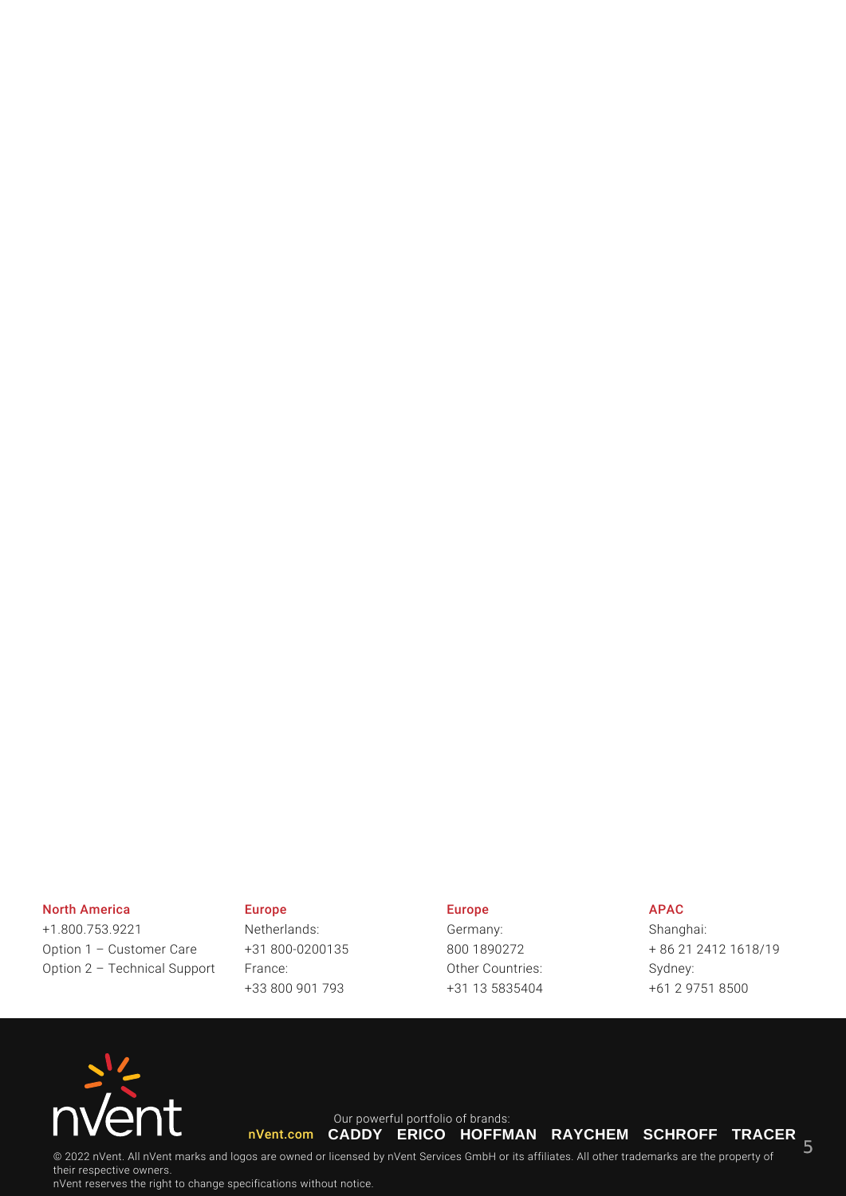**North America**
+1.800.753.9221
Option 1 – Customer Care
Option 2 – Technical Support

**Europe**
Netherlands:
+31 800-0200135
France:
+33 800 901 793

**Europe**
Germany:
800 1890272
Other Countries:
+31 13 5835404

**APAC**
Shanghai:
+ 86 21 2412 1618/19
Sydney:
+61 2 9751 8500

Our powerful portfolio of brands:
nVent.com **CADDY ERICO HOFFMAN RAYCHEM SCHROFF TRACER**

© 2022 nVent. All nVent marks and logos are owned or licensed by nVent Services GmbH or its affiliates. All other trademarks are the property of their respective owners.
nVent reserves the right to change specifications without notice.